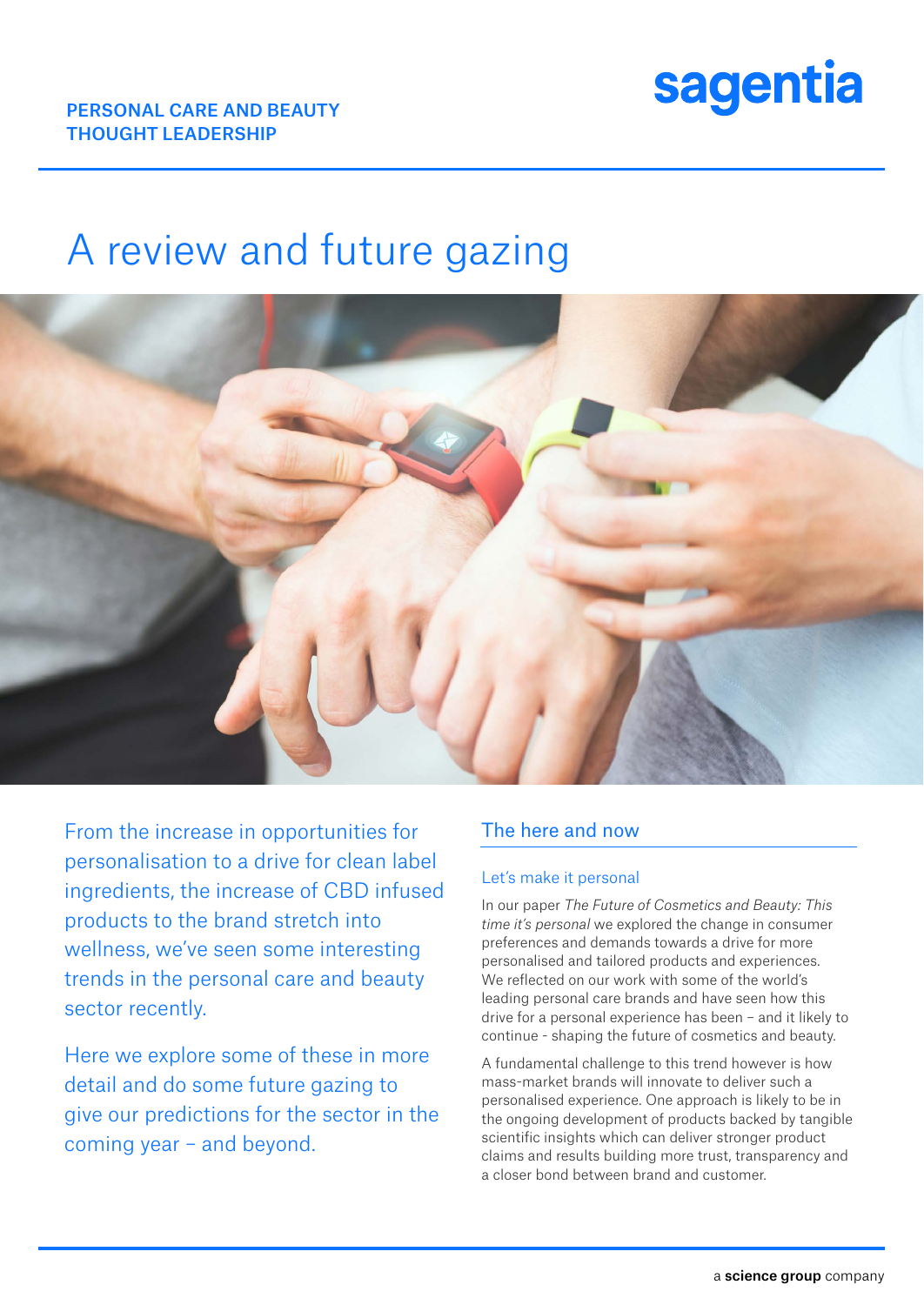PERSONAL CARE AND BEAUTY
THOUGHT LEADERSHIP

# A review and future gazing

From the increase in opportunities for personalisation to a drive for clean label ingredients, the increase of CBD infused products to the brand stretch into wellness, we've seen some interesting trends in the personal care and beauty sector recently.

Here we explore some of these in more detail and do some future gazing to give our predictions for the sector in the coming year – and beyond.

## The here and now

### Let's make it personal

In our paper *The Future of Cosmetics and Beauty: This time it's personal* we explored the change in consumer preferences and demands towards a drive for more personalised and tailored products and experiences. We reflected on our work with some of the world's leading personal care brands and have seen how this drive for a personal experience has been – and it likely to continue - shaping the future of cosmetics and beauty.

A fundamental challenge to this trend however is how mass-market brands will innovate to deliver such a personalised experience. One approach is likely to be in the ongoing development of products backed by tangible scientific insights which can deliver stronger product claims and results building more trust, transparency and a closer bond between brand and customer.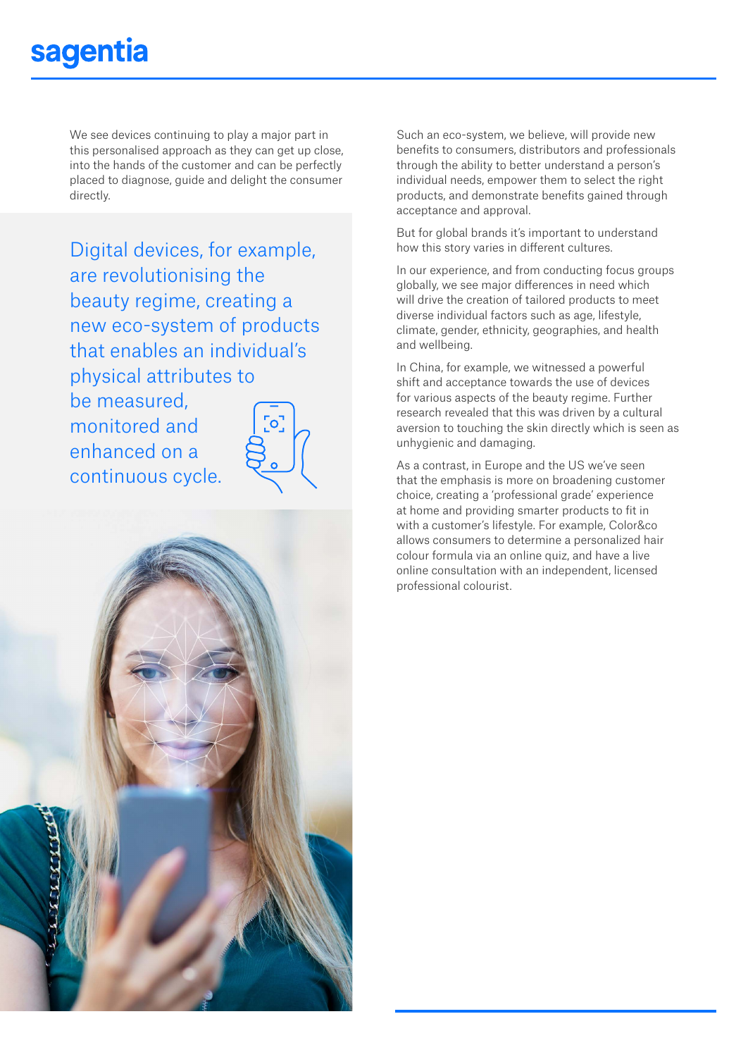We see devices continuing to play a major part in this personalised approach as they can get up close, into the hands of the customer and can be perfectly placed to diagnose, guide and delight the consumer directly.

> Digital devices, for example, are revolutionising the beauty regime, creating a new eco-system of products that enables an individual's physical attributes to be measured, monitored and enhanced on a continuous cycle.

Such an eco-system, we believe, will provide new benefits to consumers, distributors and professionals through the ability to better understand a person's individual needs, empower them to select the right products, and demonstrate benefits gained through acceptance and approval.

But for global brands it's important to understand how this story varies in different cultures.

In our experience, and from conducting focus groups globally, we see major differences in need which will drive the creation of tailored products to meet diverse individual factors such as age, lifestyle, climate, gender, ethnicity, geographies, and health and wellbeing.

In China, for example, we witnessed a powerful shift and acceptance towards the use of devices for various aspects of the beauty regime. Further research revealed that this was driven by a cultural aversion to touching the skin directly which is seen as unhygienic and damaging.

As a contrast, in Europe and the US we've seen that the emphasis is more on broadening customer choice, creating a 'professional grade' experience at home and providing smarter products to fit in with a customer's lifestyle. For example, Color&co allows consumers to determine a personalized hair colour formula via an online quiz, and have a live online consultation with an independent, licensed professional colourist.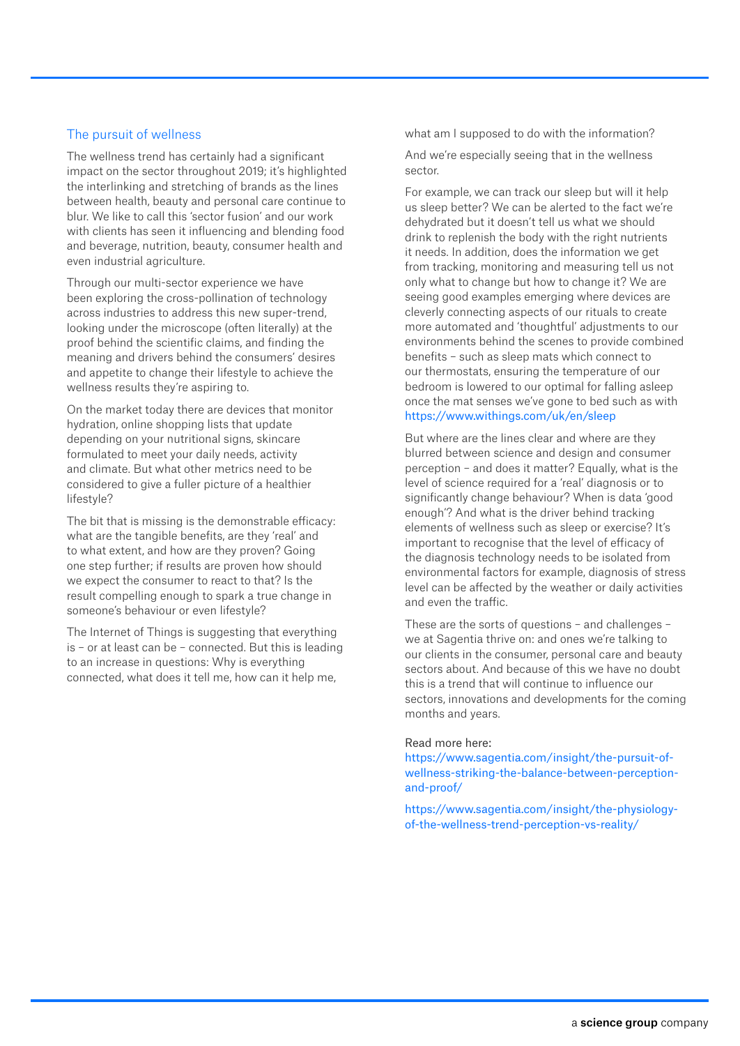## The pursuit of wellness

The wellness trend has certainly had a significant impact on the sector throughout 2019; it's highlighted the interlinking and stretching of brands as the lines between health, beauty and personal care continue to blur. We like to call this 'sector fusion' and our work with clients has seen it influencing and blending food and beverage, nutrition, beauty, consumer health and even industrial agriculture.

Through our multi-sector experience we have been exploring the cross-pollination of technology across industries to address this new super-trend, looking under the microscope (often literally) at the proof behind the scientific claims, and finding the meaning and drivers behind the consumers' desires and appetite to change their lifestyle to achieve the wellness results they're aspiring to.

On the market today there are devices that monitor hydration, online shopping lists that update depending on your nutritional signs, skincare formulated to meet your daily needs, activity and climate. But what other metrics need to be considered to give a fuller picture of a healthier lifestyle?

The bit that is missing is the demonstrable efficacy: what are the tangible benefits, are they 'real' and to what extent, and how are they proven? Going one step further; if results are proven how should we expect the consumer to react to that? Is the result compelling enough to spark a true change in someone's behaviour or even lifestyle?

The Internet of Things is suggesting that everything is – or at least can be – connected. But this is leading to an increase in questions: Why is everything connected, what does it tell me, how can it help me, what am I supposed to do with the information?

And we're especially seeing that in the wellness sector.

For example, we can track our sleep but will it help us sleep better? We can be alerted to the fact we're dehydrated but it doesn't tell us what we should drink to replenish the body with the right nutrients it needs. In addition, does the information we get from tracking, monitoring and measuring tell us not only what to change but how to change it? We are seeing good examples emerging where devices are cleverly connecting aspects of our rituals to create more automated and 'thoughtful' adjustments to our environments behind the scenes to provide combined benefits – such as sleep mats which connect to our thermostats, ensuring the temperature of our bedroom is lowered to our optimal for falling asleep once the mat senses we've gone to bed such as with https://www.withings.com/uk/en/sleep

But where are the lines clear and where are they blurred between science and design and consumer perception – and does it matter? Equally, what is the level of science required for a 'real' diagnosis or to significantly change behaviour? When is data 'good enough'? And what is the driver behind tracking elements of wellness such as sleep or exercise? It's important to recognise that the level of efficacy of the diagnosis technology needs to be isolated from environmental factors for example, diagnosis of stress level can be affected by the weather or daily activities and even the traffic.

These are the sorts of questions – and challenges – we at Sagentia thrive on: and ones we're talking to our clients in the consumer, personal care and beauty sectors about. And because of this we have no doubt this is a trend that will continue to influence our sectors, innovations and developments for the coming months and years.

Read more here:
https://www.sagentia.com/insight/the-pursuit-of-wellness-striking-the-balance-between-perception-and-proof/

https://www.sagentia.com/insight/the-physiology-of-the-wellness-trend-perception-vs-reality/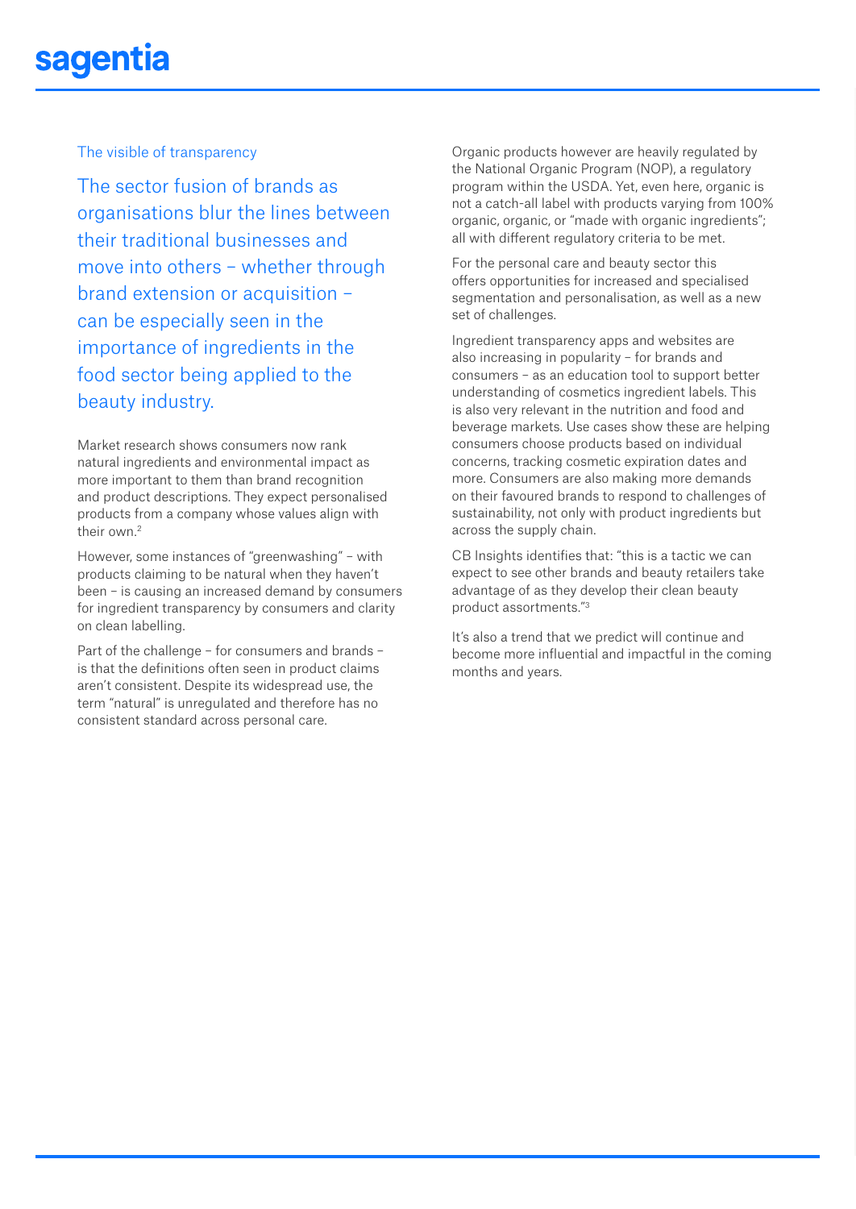## The visible of transparency

### The sector fusion of brands as organisations blur the lines between their traditional businesses and move into others – whether through brand extension or acquisition – can be especially seen in the importance of ingredients in the food sector being applied to the beauty industry.

Market research shows consumers now rank natural ingredients and environmental impact as more important to them than brand recognition and product descriptions. They expect personalised products from a company whose values align with their own.[2]

However, some instances of "greenwashing" – with products claiming to be natural when they haven't been – is causing an increased demand by consumers for ingredient transparency by consumers and clarity on clean labelling.

Part of the challenge – for consumers and brands – is that the definitions often seen in product claims aren't consistent. Despite its widespread use, the term "natural" is unregulated and therefore has no consistent standard across personal care.

Organic products however are heavily regulated by the National Organic Program (NOP), a regulatory program within the USDA. Yet, even here, organic is not a catch-all label with products varying from 100% organic, organic, or "made with organic ingredients"; all with different regulatory criteria to be met.

For the personal care and beauty sector this offers opportunities for increased and specialised segmentation and personalisation, as well as a new set of challenges.

Ingredient transparency apps and websites are also increasing in popularity – for brands and consumers – as an education tool to support better understanding of cosmetics ingredient labels. This is also very relevant in the nutrition and food and beverage markets. Use cases show these are helping consumers choose products based on individual concerns, tracking cosmetic expiration dates and more. Consumers are also making more demands on their favoured brands to respond to challenges of sustainability, not only with product ingredients but across the supply chain.

CB Insights identifies that: "this is a tactic we can expect to see other brands and beauty retailers take advantage of as they develop their clean beauty product assortments."[3]

It's also a trend that we predict will continue and become more influential and impactful in the coming months and years.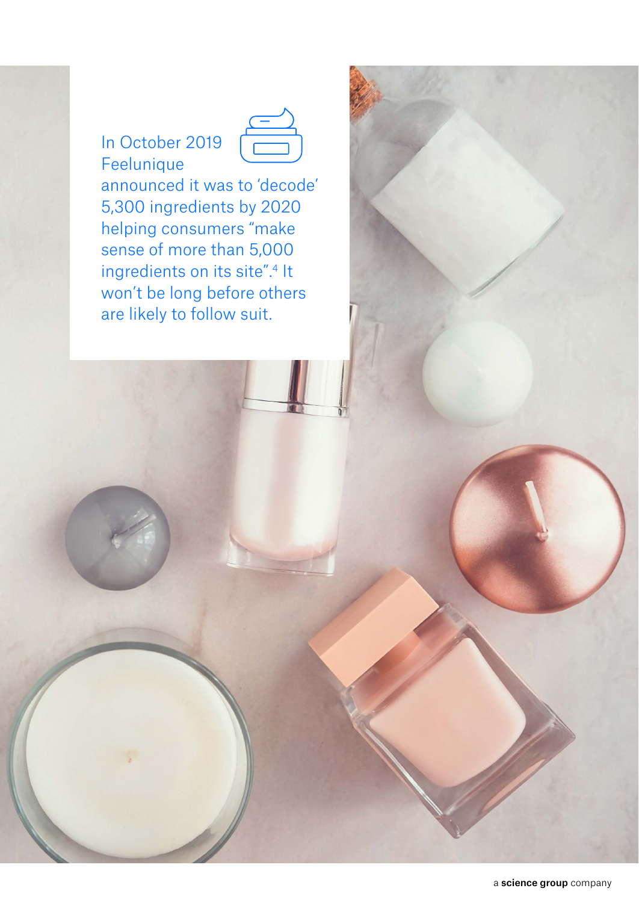In October 2019 Feelunique announced it was to 'decode' 5,300 ingredients by 2020 helping consumers "make sense of more than 5,000 ingredients on its site".[4] It won't be long before others are likely to follow suit.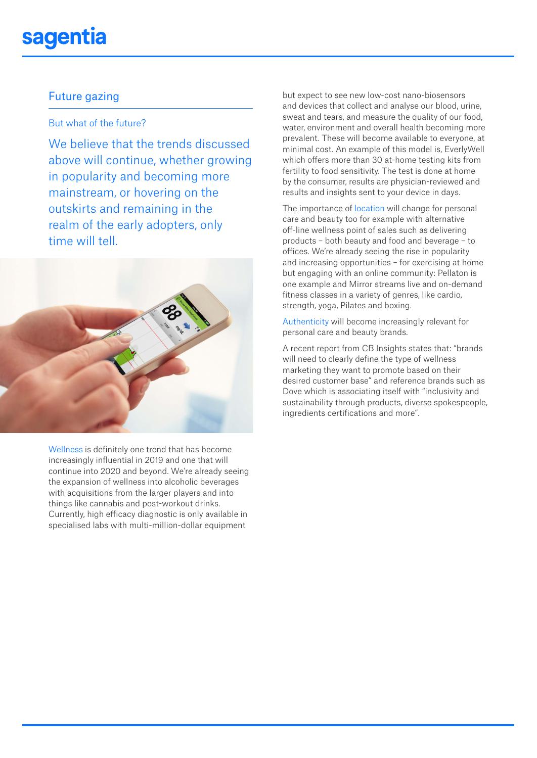## Future gazing

### But what of the future?

We believe that the trends discussed above will continue, whether growing in popularity and becoming more mainstream, or hovering on the outskirts and remaining in the realm of the early adopters, only time will tell.

Wellness is definitely one trend that has become increasingly influential in 2019 and one that will continue into 2020 and beyond. We're already seeing the expansion of wellness into alcoholic beverages with acquisitions from the larger players and into things like cannabis and post-workout drinks. Currently, high efficacy diagnostic is only available in specialised labs with multi-million-dollar equipment but expect to see new low-cost nano-biosensors and devices that collect and analyse our blood, urine, sweat and tears, and measure the quality of our food, water, environment and overall health becoming more prevalent. These will become available to everyone, at minimal cost. An example of this model is, EverlyWell which offers more than 30 at-home testing kits from fertility to food sensitivity. The test is done at home by the consumer, results are physician-reviewed and results and insights sent to your device in days.

The importance of location will change for personal care and beauty too for example with alternative off-line wellness point of sales such as delivering products – both beauty and food and beverage – to offices. We're already seeing the rise in popularity and increasing opportunities – for exercising at home but engaging with an online community: Pellaton is one example and Mirror streams live and on-demand fitness classes in a variety of genres, like cardio, strength, yoga, Pilates and boxing.

Authenticity will become increasingly relevant for personal care and beauty brands.

A recent report from CB Insights states that: "brands will need to clearly define the type of wellness marketing they want to promote based on their desired customer base" and reference brands such as Dove which is associating itself with "inclusivity and sustainability through products, diverse spokespeople, ingredients certifications and more".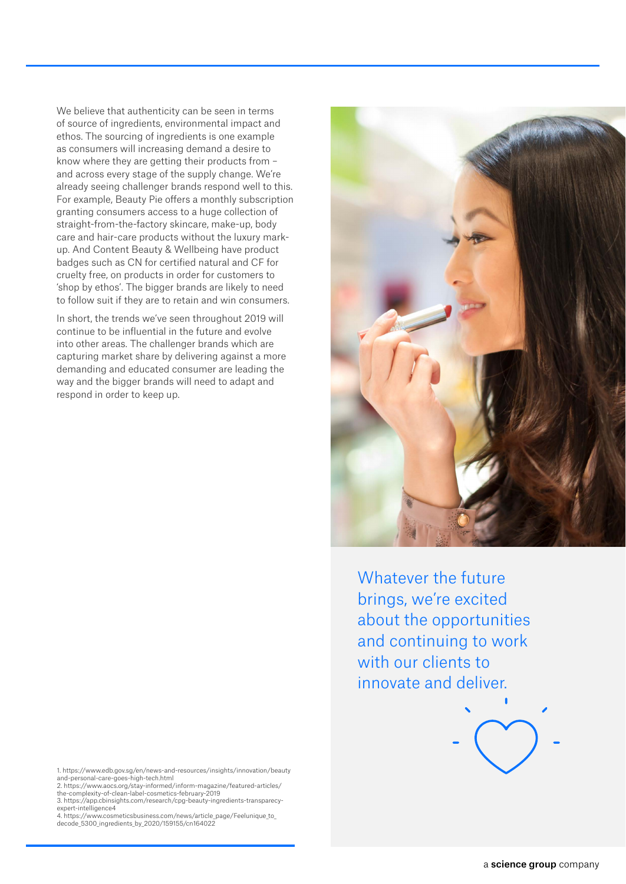We believe that authenticity can be seen in terms of source of ingredients, environmental impact and ethos. The sourcing of ingredients is one example as consumers will increasing demand a desire to know where they are getting their products from – and across every stage of the supply change. We're already seeing challenger brands respond well to this. For example, Beauty Pie offers a monthly subscription granting consumers access to a huge collection of straight-from-the-factory skincare, make-up, body care and hair-care products without the luxury mark-up. And Content Beauty & Wellbeing have product badges such as CN for certified natural and CF for cruelty free, on products in order for customers to 'shop by ethos'. The bigger brands are likely to need to follow suit if they are to retain and win consumers.

In short, the trends we've seen throughout 2019 will continue to be influential in the future and evolve into other areas. The challenger brands which are capturing market share by delivering against a more demanding and educated consumer are leading the way and the bigger brands will need to adapt and respond in order to keep up.

Whatever the future brings, we're excited about the opportunities and continuing to work with our clients to innovate and deliver.

1. https://www.edb.gov.sg/en/news-and-resources/insights/innovation/beauty and-personal-care-goes-high-tech.html
2. https://www.aocs.org/stay-informed/inform-magazine/featured-articles/the-complexity-of-clean-label-cosmetics-february-2019
3. https://app.cbinsights.com/research/cpg-beauty-ingredients-transparecy-expert-intelligence4
4. https://www.cosmeticsbusiness.com/news/article_page/Feelunique_to_decode_5300_ingredients_by_2020/159155/cn164022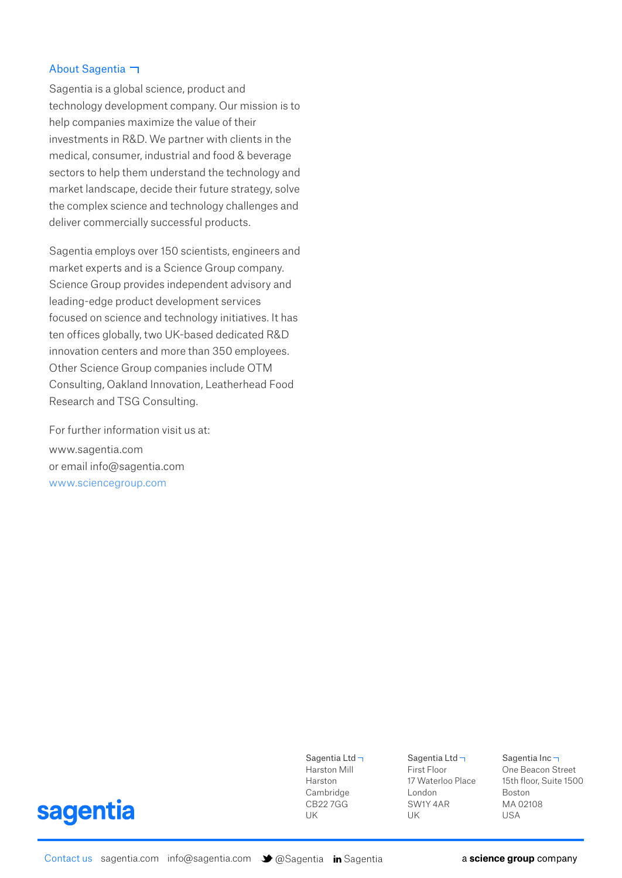## About Sagentia

Sagentia is a global science, product and technology development company. Our mission is to help companies maximize the value of their investments in R&D. We partner with clients in the medical, consumer, industrial and food & beverage sectors to help them understand the technology and market landscape, decide their future strategy, solve the complex science and technology challenges and deliver commercially successful products.

Sagentia employs over 150 scientists, engineers and market experts and is a Science Group company. Science Group provides independent advisory and leading-edge product development services focused on science and technology initiatives. It has ten offices globally, two UK-based dedicated R&D innovation centers and more than 350 employees. Other Science Group companies include OTM Consulting, Oakland Innovation, Leatherhead Food Research and TSG Consulting.

For further information visit us at:

www.sagentia.com
or email info@sagentia.com
www.sciencegroup.com

sagentia

Sagentia Ltd
Harston Mill
Harston
Cambridge
CB22 7GG
UK

Sagentia Ltd
First Floor
17 Waterloo Place
London
SW1Y 4AR
UK

Sagentia Inc
One Beacon Street
15th floor, Suite 1500
Boston
MA 02108
USA

Contact us sagentia.com info@sagentia.com @Sagentia Sagentia

a **science group** company